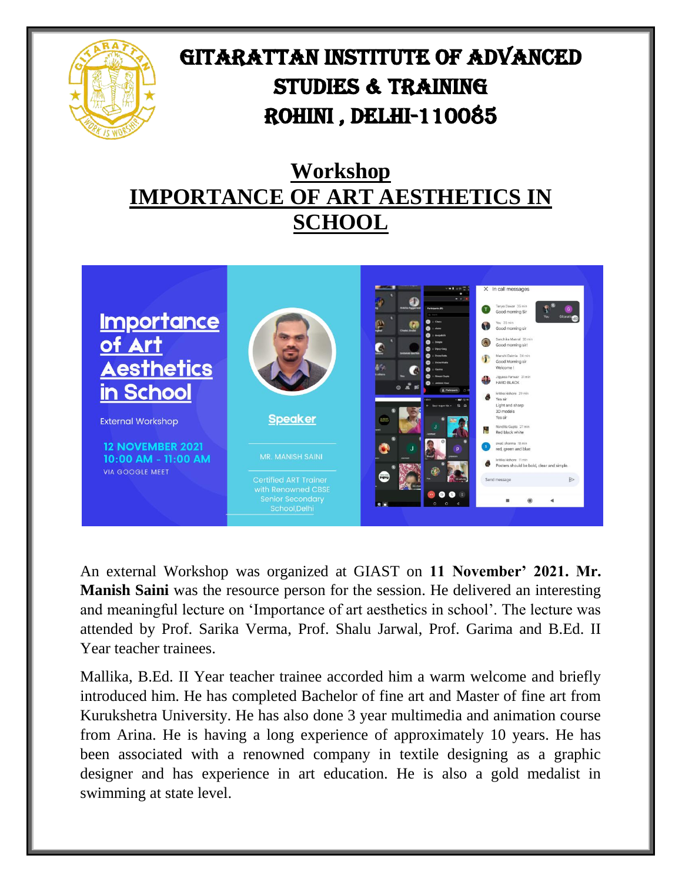# GITARATTAN INSTITUTE OF ADVANCED STUDIES & TRAINING ROHINI , DELHI-110085

## Workshop
## IMPORTANCE OF ART AESTHETICS IN SCHOOL

An external Workshop was organized at GIAST on **11 November' 2021. Mr. Manish Saini** was the resource person for the session. He delivered an interesting and meaningful lecture on 'Importance of art aesthetics in school'. The lecture was attended by Prof. Sarika Verma, Prof. Shalu Jarwal, Prof. Garima and B.Ed. II Year teacher trainees.

Mallika, B.Ed. II Year teacher trainee accorded him a warm welcome and briefly introduced him. He has completed Bachelor of fine art and Master of fine art from Kurukshetra University. He has also done 3 year multimedia and animation course from Arina. He is having a long experience of approximately 10 years. He has been associated with a renowned company in textile designing as a graphic designer and has experience in art education. He is also a gold medalist in swimming at state level.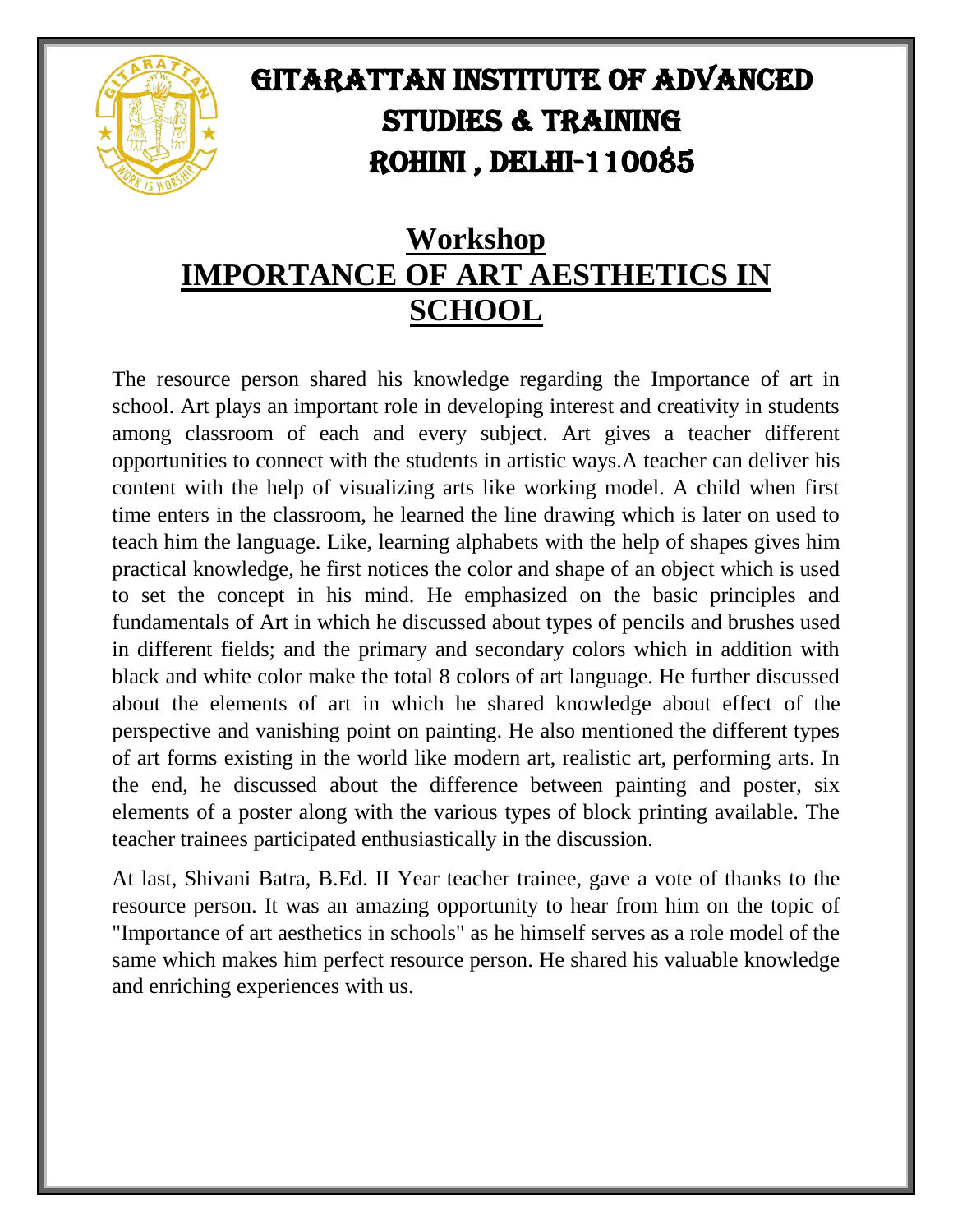# GITARATTAN INSTITUTE OF ADVANCED STUDIES & TRAINING ROHINI , DELHI-110085

## Workshop
## IMPORTANCE OF ART AESTHETICS IN SCHOOL

The resource person shared his knowledge regarding the Importance of art in school. Art plays an important role in developing interest and creativity in students among classroom of each and every subject. Art gives a teacher different opportunities to connect with the students in artistic ways.A teacher can deliver his content with the help of visualizing arts like working model. A child when first time enters in the classroom, he learned the line drawing which is later on used to teach him the language. Like, learning alphabets with the help of shapes gives him practical knowledge, he first notices the color and shape of an object which is used to set the concept in his mind. He emphasized on the basic principles and fundamentals of Art in which he discussed about types of pencils and brushes used in different fields; and the primary and secondary colors which in addition with black and white color make the total 8 colors of art language. He further discussed about the elements of art in which he shared knowledge about effect of the perspective and vanishing point on painting. He also mentioned the different types of art forms existing in the world like modern art, realistic art, performing arts. In the end, he discussed about the difference between painting and poster, six elements of a poster along with the various types of block printing available. The teacher trainees participated enthusiastically in the discussion.

At last, Shivani Batra, B.Ed. II Year teacher trainee, gave a vote of thanks to the resource person. It was an amazing opportunity to hear from him on the topic of "Importance of art aesthetics in schools" as he himself serves as a role model of the same which makes him perfect resource person. He shared his valuable knowledge and enriching experiences with us.